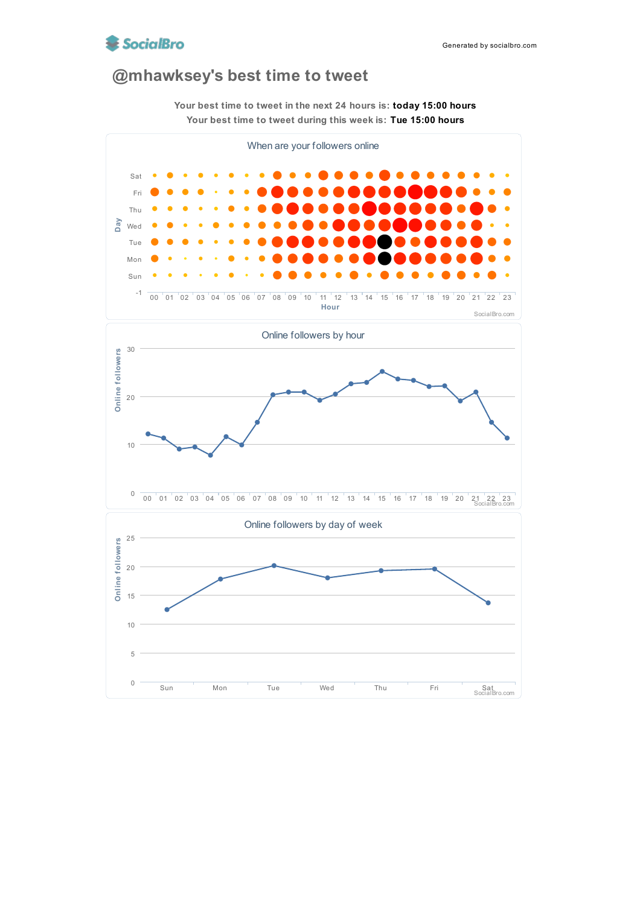# @mhawksey's best time to tweet

Generated by socialbro.com

Your best time to tweet in the next 24 hours is: **today 15:00 hours**

Your best time to tweet during this week is: **Tue 15:00 hours**

## When are your followers online

Day: Sat, Fri, Thu, Wed, Tue, Mon, Sun, -1

Hour: 00 01 02 03 04 05 06 07 08 09 10 11 12 13 14 15 16 17 18 19 20 21 22 23

SocialBro.com

## Online followers by hour

Online followers: 0, 10, 20, 30

Hour: 00 01 02 03 04 05 06 07 08 09 10 11 12 13 14 15 16 17 18 19 20 21 22 23

SocialBro.com

## Online followers by day of week

Online followers: 0, 5, 10, 15, 20, 25

Sun, Mon, Tue, Wed, Thu, Fri, Sat

SocialBro.com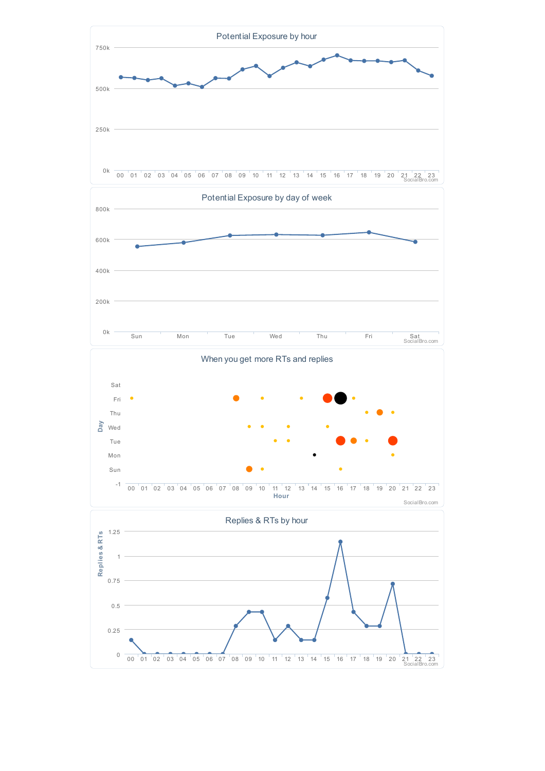## Potential Exposure by hour

750k
500k
250k
0k

00 01 02 03 04 05 06 07 08 09 10 11 12 13 14 15 16 17 18 19 20 21 22 23

SocialBro.com

## Potential Exposure by day of week

800k
600k
400k
200k
0k

Sun Mon Tue Wed Thu Fri Sat

SocialBro.com

## When you get more RTs and replies

Day: Sat, Fri, Thu, Wed, Tue, Mon, Sun, -1

Hour: 00 01 02 03 04 05 06 07 08 09 10 11 12 13 14 15 16 17 18 19 20 21 22 23

SocialBro.com

## Replies & RTs by hour

Replies & RTs: 1.25, 1, 0.75, 0.5, 0.25, 0

00 01 02 03 04 05 06 07 08 09 10 11 12 13 14 15 16 17 18 19 20 21 22 23

SocialBro.com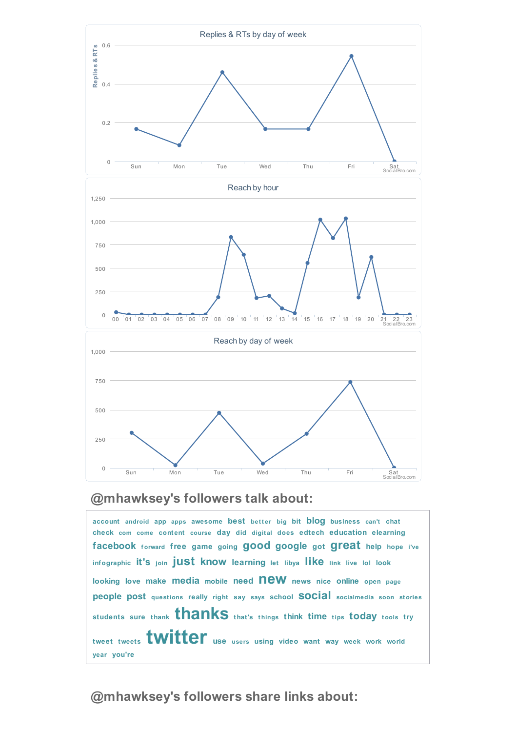Replies & RTs by day of week

| Day | Replies & RTs |
|---|---|
| Sun | 0.17 |
| Mon | 0.085 |
| Tue | 0.46 |
| Wed | 0.17 |
| Thu | 0.17 |
| Fri | 0.54 |
| Sat | 0 |

SocialBro.com

Reach by hour

| Hour | 00 | 01 | 02 | 03 | 04 | 05 | 06 | 07 | 08 | 09 | 10 | 11 | 12 | 13 | 14 | 15 | 16 | 17 | 18 | 19 | 20 | 21 | 22 | 23 |
|---|---|---|---|---|---|---|---|---|---|---|---|---|---|---|---|---|---|---|---|---|---|---|---|---|
| Reach | 25 | 0 | 0 | 0 | 0 | 0 | 0 | 0 | 185 | 830 | 640 | 180 | 200 | 65 | 15 | 555 | 1,020 | 820 | 1,030 | 185 | 620 | 0 | 0 | 0 |

SocialBro.com

Reach by day of week

| Day | Reach |
|---|---|
| Sun | 300 |
| Mon | 25 |
| Tue | 475 |
| Wed | 40 |
| Thu | 290 |
| Fri | 735 |
| Sat | 0 |

SocialBro.com

## @mhawksey's followers talk about:

account android app apps awesome best better big bit blog business can't chat check com come content course day did digital does edtech education elearning facebook forward free game going good google got great help hope i've infographic it's join just know learning let libya like link live lol look looking love make media mobile need new news nice online open page people post questions really right say says school social socialmedia soon stories students sure thank thanks that's things think time tips today tools try tweet tweets twitter use users using video want way week work world year you're

## @mhawksey's followers share links about: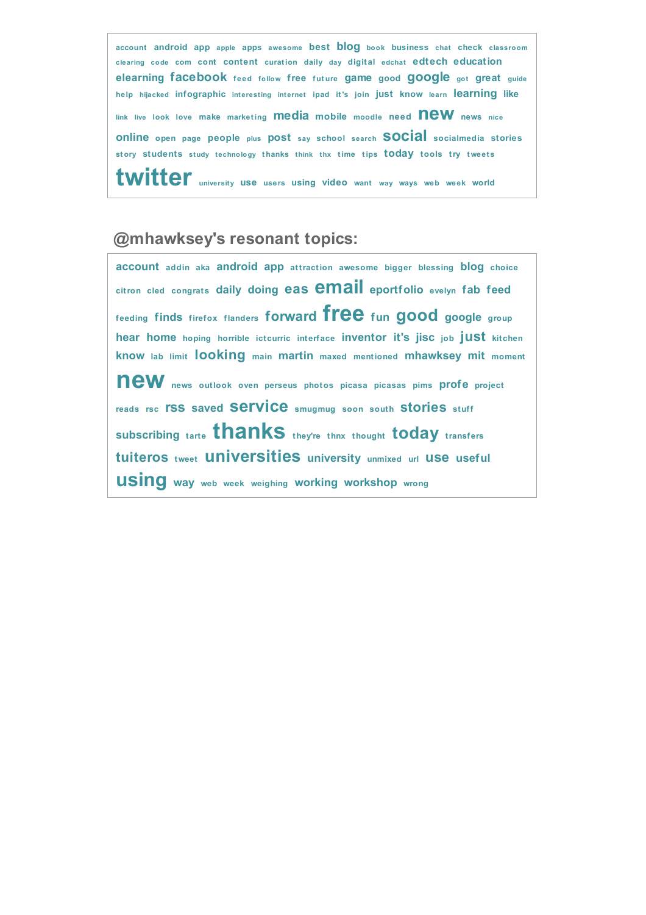account android app apple apps awesome best blog book business chat check classroom clearing code com cont content curation daily day digital edchat edtech education elearning facebook feed follow free future game good google got great guide help hijacked infographic interesting internet ipad it's join just know learn learning like link live look love make marketing media mobile moodle need new news nice online open page people plus post say school search social socialmedia stories story students study technology thanks think thx time tips today tools try tweets twitter university use users using video want way ways web week world

## @mhawksey's resonant topics:

account addin aka android app attraction awesome bigger blessing blog choice citron cled congrats daily doing eas email eportfolio evelyn fab feed feeding finds firefox flanders forward free fun good google group hear home hoping horrible ictcurric interface inventor it's jisc job just kitchen know lab limit looking main martin maxed mentioned mhawksey mit moment new news outlook oven perseus photos picasa picasas pims profe project reads rsc rss saved service smugmug soon south stories stuff subscribing tarte thanks they're thnx thought today transfers tuiteros tweet universities university unmixed url use useful using way web week weighing working workshop wrong